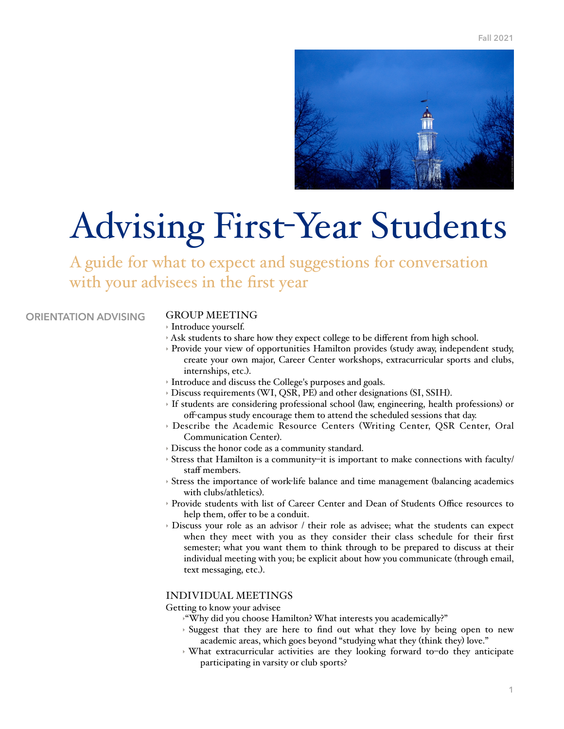Fall 2021

# Advising First-Year Students

A guide for what to expect and suggestions for conversation with your advisees in the first year

## ORIENTATION ADVISING

### GROUP MEETING

- Introduce yourself.
- Ask students to share how they expect college to be different from high school.
- Provide your view of opportunities Hamilton provides (study away, independent study, create your own major, Career Center workshops, extracurricular sports and clubs, internships, etc.).
- Introduce and discuss the College's purposes and goals.
- Discuss requirements (WI, QSR, PE) and other designations (SI, SSIH).
- If students are considering professional school (law, engineering, health professions) or off-campus study encourage them to attend the scheduled sessions that day.
- Describe the Academic Resource Centers (Writing Center, QSR Center, Oral Communication Center).
- Discuss the honor code as a community standard.
- Stress that Hamilton is a community–it is important to make connections with faculty/staff members.
- Stress the importance of work-life balance and time management (balancing academics with clubs/athletics).
- Provide students with list of Career Center and Dean of Students Office resources to help them, offer to be a conduit.
- Discuss your role as an advisor / their role as advisee; what the students can expect when they meet with you as they consider their class schedule for their first semester; what you want them to think through to be prepared to discuss at their individual meeting with you; be explicit about how you communicate (through email, text messaging, etc.).

### INDIVIDUAL MEETINGS

Getting to know your advisee

- "Why did you choose Hamilton? What interests you academically?"
- Suggest that they are here to find out what they love by being open to new academic areas, which goes beyond "studying what they (think they) love."
- What extracurricular activities are they looking forward to–do they anticipate participating in varsity or club sports?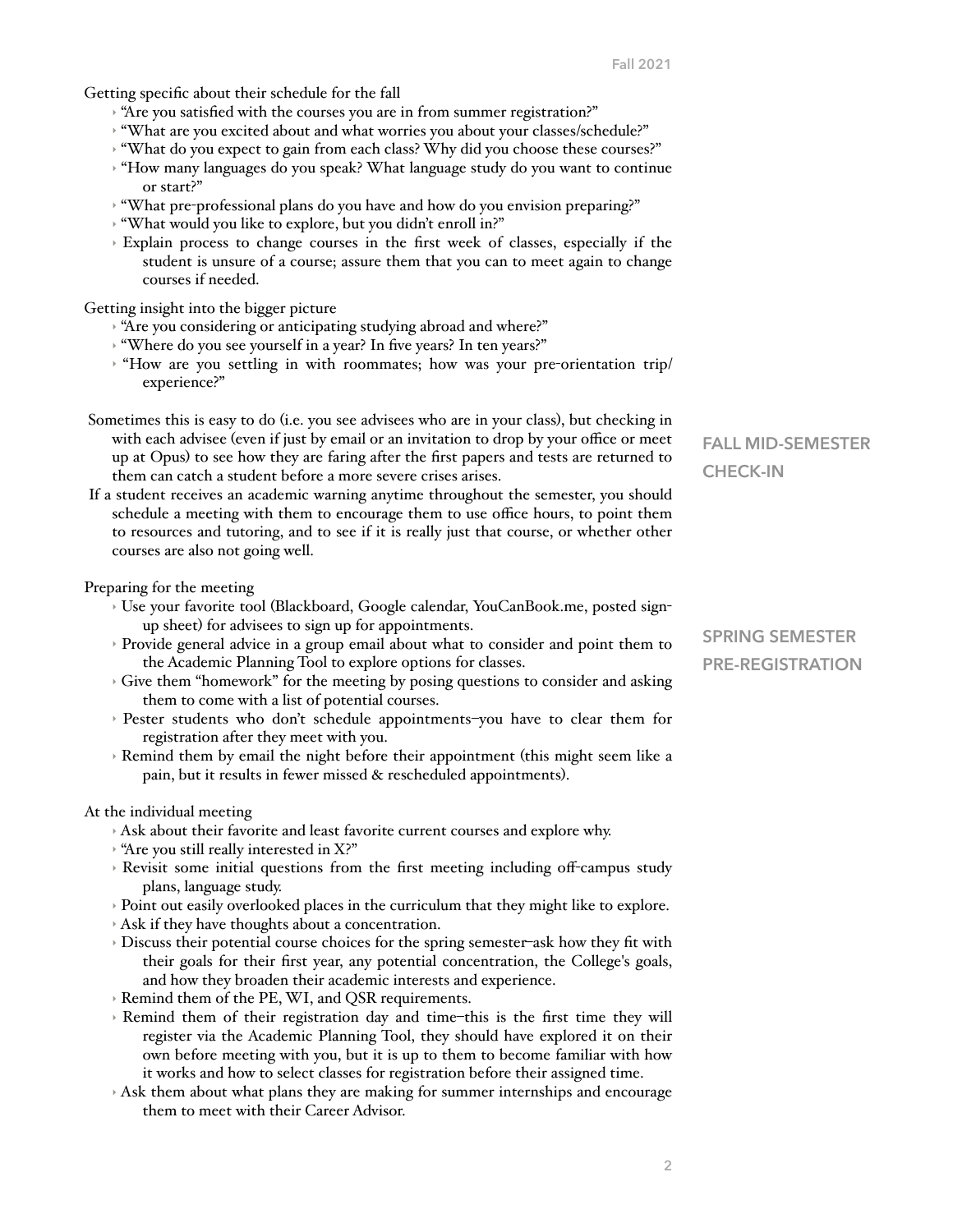Getting specific about their schedule for the fall

- "Are you satisfied with the courses you are in from summer registration?"
- "What are you excited about and what worries you about your classes/schedule?"
- "What do you expect to gain from each class? Why did you choose these courses?"
- "How many languages do you speak? What language study do you want to continue or start?"
- "What pre-professional plans do you have and how do you envision preparing?"
- "What would you like to explore, but you didn't enroll in?"
- Explain process to change courses in the first week of classes, especially if the student is unsure of a course; assure them that you can to meet again to change courses if needed.

Getting insight into the bigger picture

- "Are you considering or anticipating studying abroad and where?"
- "Where do you see yourself in a year? In five years? In ten years?"
- "How are you settling in with roommates; how was your pre-orientation trip/experience?"

## FALL MID-SEMESTER CHECK-IN

Sometimes this is easy to do (i.e. you see advisees who are in your class), but checking in with each advisee (even if just by email or an invitation to drop by your office or meet up at Opus) to see how they are faring after the first papers and tests are returned to them can catch a student before a more severe crises arises.

If a student receives an academic warning anytime throughout the semester, you should schedule a meeting with them to encourage them to use office hours, to point them to resources and tutoring, and to see if it is really just that course, or whether other courses are also not going well.

## SPRING SEMESTER PRE-REGISTRATION

Preparing for the meeting

- Use your favorite tool (Blackboard, Google calendar, YouCanBook.me, posted sign-up sheet) for advisees to sign up for appointments.
- Provide general advice in a group email about what to consider and point them to the Academic Planning Tool to explore options for classes.
- Give them "homework" for the meeting by posing questions to consider and asking them to come with a list of potential courses.
- Pester students who don't schedule appointments—you have to clear them for registration after they meet with you.
- Remind them by email the night before their appointment (this might seem like a pain, but it results in fewer missed & rescheduled appointments).

At the individual meeting

- Ask about their favorite and least favorite current courses and explore why.
- "Are you still really interested in X?"
- Revisit some initial questions from the first meeting including off-campus study plans, language study.
- Point out easily overlooked places in the curriculum that they might like to explore.
- Ask if they have thoughts about a concentration.
- Discuss their potential course choices for the spring semester—ask how they fit with their goals for their first year, any potential concentration, the College's goals, and how they broaden their academic interests and experience.
- Remind them of the PE, WI, and QSR requirements.
- Remind them of their registration day and time—this is the first time they will register via the Academic Planning Tool, they should have explored it on their own before meeting with you, but it is up to them to become familiar with how it works and how to select classes for registration before their assigned time.
- Ask them about what plans they are making for summer internships and encourage them to meet with their Career Advisor.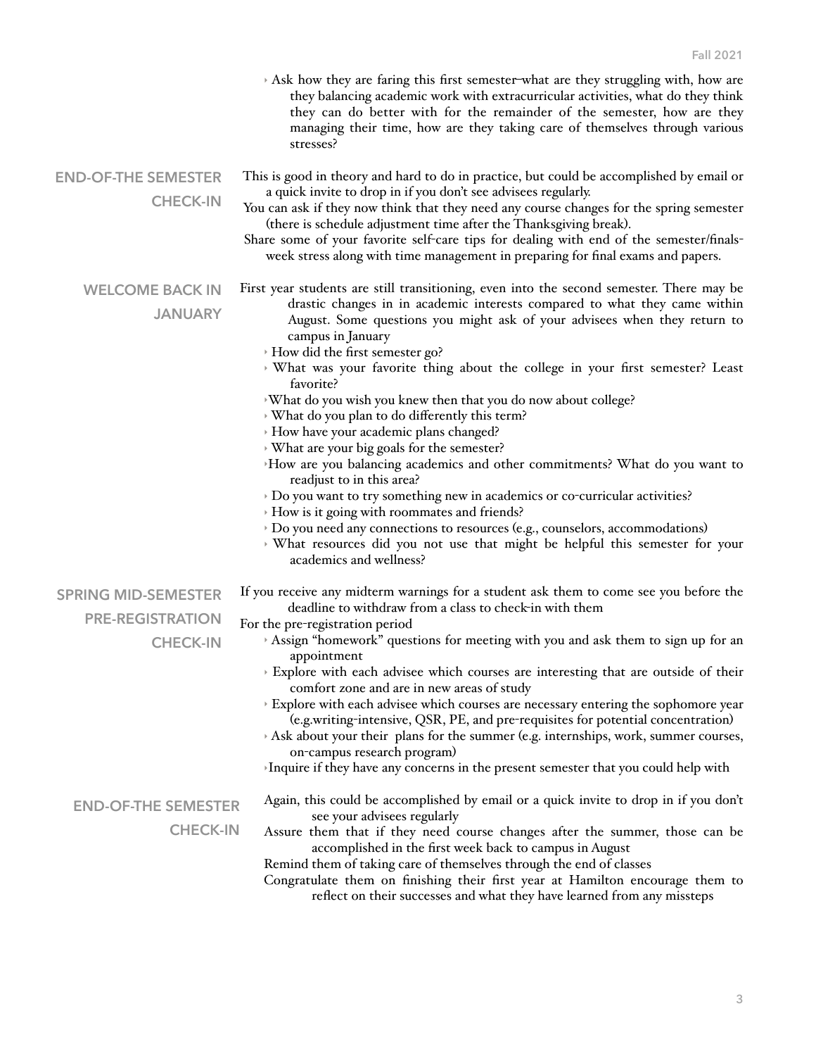- Ask how they are faring this first semester—what are they struggling with, how are they balancing academic work with extracurricular activities, what do they think they can do better with for the remainder of the semester, how are they managing their time, how are they taking care of themselves through various stresses?

## END-OF-THE SEMESTER CHECK-IN

This is good in theory and hard to do in practice, but could be accomplished by email or a quick invite to drop in if you don't see advisees regularly.

You can ask if they now think that they need any course changes for the spring semester (there is schedule adjustment time after the Thanksgiving break).

Share some of your favorite self-care tips for dealing with end of the semester/finals-week stress along with time management in preparing for final exams and papers.

## WELCOME BACK IN JANUARY

First year students are still transitioning, even into the second semester. There may be drastic changes in in academic interests compared to what they came within August. Some questions you might ask of your advisees when they return to campus in January

- How did the first semester go?
- What was your favorite thing about the college in your first semester? Least favorite?
- What do you wish you knew then that you do now about college?
- What do you plan to do differently this term?
- How have your academic plans changed?
- What are your big goals for the semester?
- How are you balancing academics and other commitments? What do you want to readjust to in this area?
- Do you want to try something new in academics or co-curricular activities?
- How is it going with roommates and friends?
- Do you need any connections to resources (e.g., counselors, accommodations)
- What resources did you not use that might be helpful this semester for your academics and wellness?

## SPRING MID-SEMESTER PRE-REGISTRATION CHECK-IN

If you receive any midterm warnings for a student ask them to come see you before the deadline to withdraw from a class to check-in with them

For the pre-registration period

- Assign "homework" questions for meeting with you and ask them to sign up for an appointment
- Explore with each advisee which courses are interesting that are outside of their comfort zone and are in new areas of study
- Explore with each advisee which courses are necessary entering the sophomore year (e.g.writing-intensive, QSR, PE, and pre-requisites for potential concentration)
- Ask about your their plans for the summer (e.g. internships, work, summer courses, on-campus research program)
- Inquire if they have any concerns in the present semester that you could help with

## END-OF-THE SEMESTER CHECK-IN

Again, this could be accomplished by email or a quick invite to drop in if you don't see your advisees regularly

Assure them that if they need course changes after the summer, those can be accomplished in the first week back to campus in August

Remind them of taking care of themselves through the end of classes

Congratulate them on finishing their first year at Hamilton encourage them to reflect on their successes and what they have learned from any missteps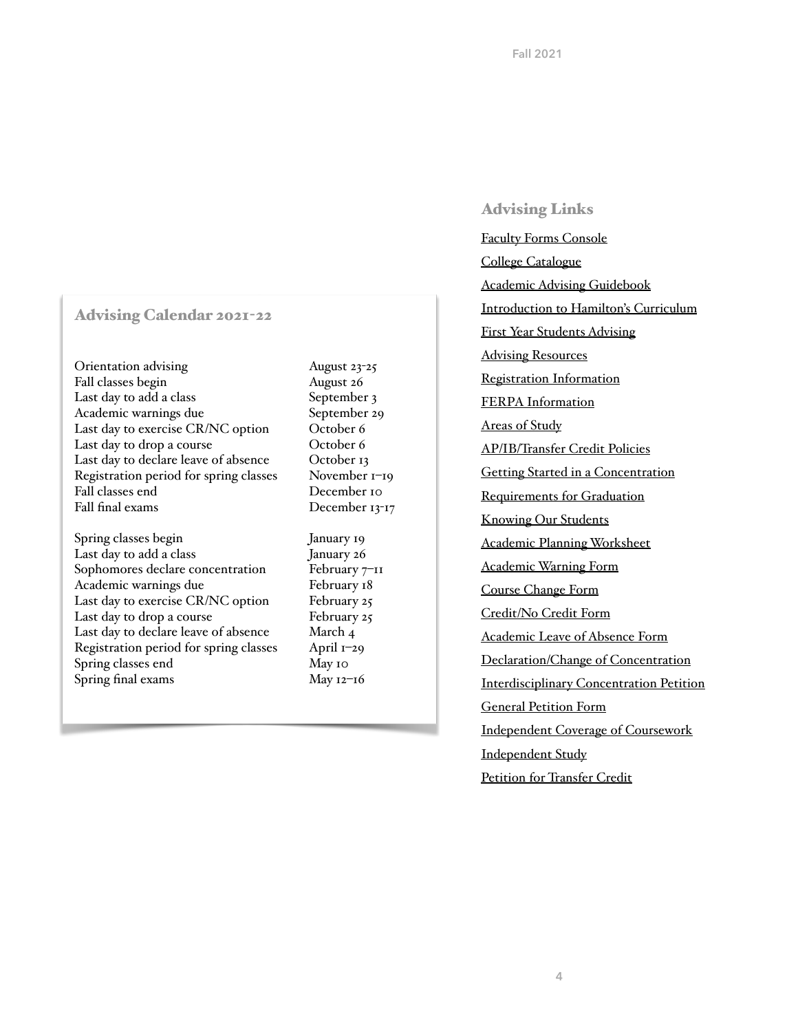## Advising Calendar 2021-22

| | |
|---|---|
| Orientation advising | August 23-25 |
| Fall classes begin | August 26 |
| Last day to add a class | September 3 |
| Academic warnings due | September 29 |
| Last day to exercise CR/NC option | October 6 |
| Last day to drop a course | October 6 |
| Last day to declare leave of absence | October 13 |
| Registration period for spring classes | November 1–19 |
| Fall classes end | December 10 |
| Fall final exams | December 13-17 |
| | |
| Spring classes begin | January 19 |
| Last day to add a class | January 26 |
| Sophomores declare concentration | February 7–11 |
| Academic warnings due | February 18 |
| Last day to exercise CR/NC option | February 25 |
| Last day to drop a course | February 25 |
| Last day to declare leave of absence | March 4 |
| Registration period for spring classes | April 1–29 |
| Spring classes end | May 10 |
| Spring final exams | May 12–16 |

## Advising Links

- Faculty Forms Console
- College Catalogue
- Academic Advising Guidebook
- Introduction to Hamilton's Curriculum
- First Year Students Advising
- Advising Resources
- Registration Information
- FERPA Information
- Areas of Study
- AP/IB/Transfer Credit Policies
- Getting Started in a Concentration
- Requirements for Graduation
- Knowing Our Students
- Academic Planning Worksheet
- Academic Warning Form
- Course Change Form
- Credit/No Credit Form
- Academic Leave of Absence Form
- Declaration/Change of Concentration
- Interdisciplinary Concentration Petition
- General Petition Form
- Independent Coverage of Coursework
- Independent Study
- Petition for Transfer Credit